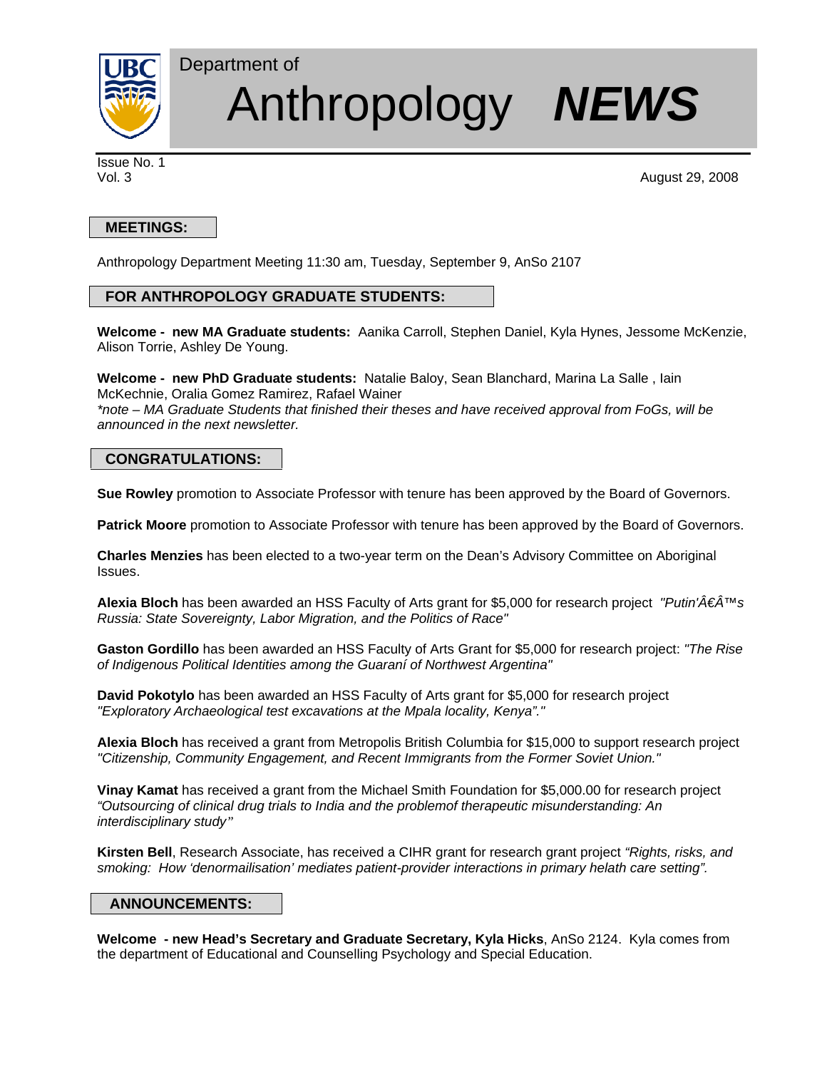# Department of Anthropology **NEWS**

Issue No. 1
Vol. 3

August 29, 2008

## MEETINGS:

Anthropology Department Meeting 11:30 am, Tuesday, September 9, AnSo 2107

## FOR ANTHROPOLOGY GRADUATE STUDENTS:

**Welcome - new MA Graduate students:** Aanika Carroll, Stephen Daniel, Kyla Hynes, Jessome McKenzie, Alison Torrie, Ashley De Young.

**Welcome - new PhD Graduate students:** Natalie Baloy, Sean Blanchard, Marina La Salle , Iain McKechnie, Oralia Gomez Ramirez, Rafael Wainer
*\*note – MA Graduate Students that finished their theses and have received approval from FoGs, will be announced in the next newsletter.*

## CONGRATULATIONS:

**Sue Rowley** promotion to Associate Professor with tenure has been approved by the Board of Governors.

**Patrick Moore** promotion to Associate Professor with tenure has been approved by the Board of Governors.

**Charles Menzies** has been elected to a two-year term on the Dean's Advisory Committee on Aboriginal Issues.

**Alexia Bloch** has been awarded an HSS Faculty of Arts grant for $5,000 for research project *"Putin'â€Â™s Russia: State Sovereignty, Labor Migration, and the Politics of Race"*

**Gaston Gordillo** has been awarded an HSS Faculty of Arts Grant for $5,000 for research project: *"The Rise of Indigenous Political Identities among the Guaraní of Northwest Argentina"*

**David Pokotylo** has been awarded an HSS Faculty of Arts grant for $5,000 for research project *"Exploratory Archaeological test excavations at the Mpala locality, Kenya"."*

**Alexia Bloch** has received a grant from Metropolis British Columbia for $15,000 to support research project *"Citizenship, Community Engagement, and Recent Immigrants from the Former Soviet Union."*

**Vinay Kamat** has received a grant from the Michael Smith Foundation for $5,000.00 for research project *"Outsourcing of clinical drug trials to India and the problemof therapeutic misunderstanding: An interdisciplinary study"*

**Kirsten Bell**, Research Associate, has received a CIHR grant for research grant project *"Rights, risks, and smoking: How 'denormailisation' mediates patient-provider interactions in primary helath care setting".*

## ANNOUNCEMENTS:

**Welcome - new Head's Secretary and Graduate Secretary, Kyla Hicks**, AnSo 2124. Kyla comes from the department of Educational and Counselling Psychology and Special Education.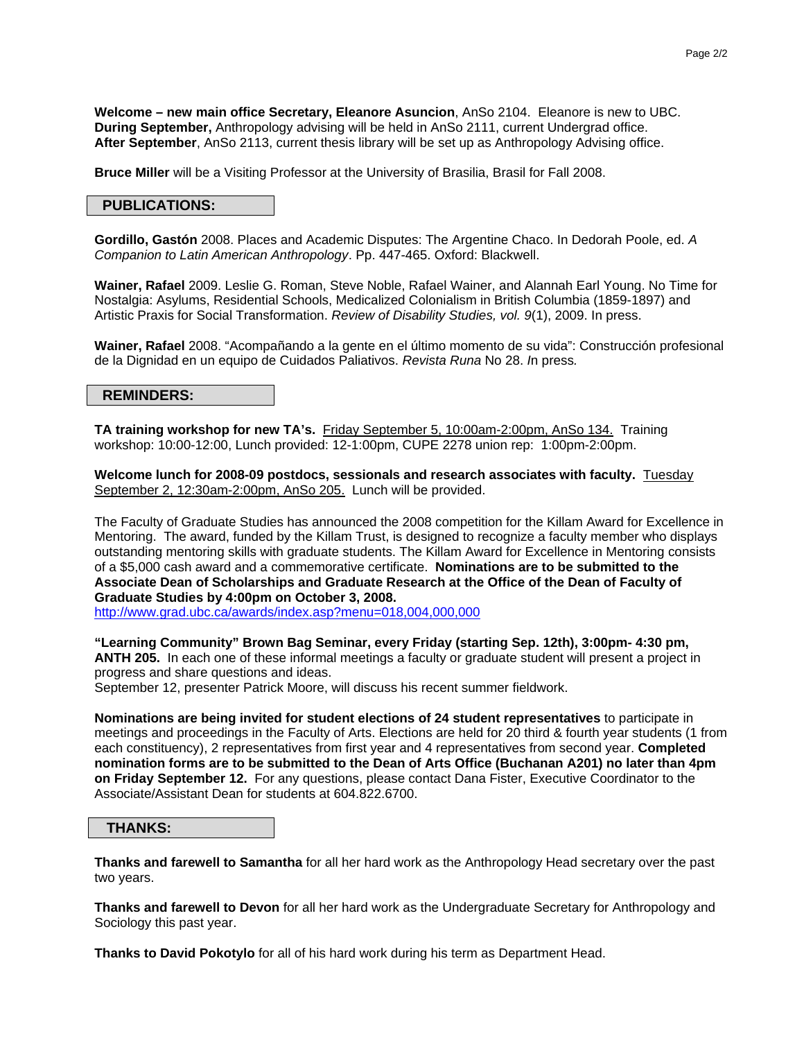**Welcome – new main office Secretary, Eleanore Asuncion**, AnSo 2104. Eleanore is new to UBC.
**During September,** Anthropology advising will be held in AnSo 2111, current Undergrad office.
**After September**, AnSo 2113, current thesis library will be set up as Anthropology Advising office.

**Bruce Miller** will be a Visiting Professor at the University of Brasilia, Brasil for Fall 2008.

## PUBLICATIONS:

**Gordillo, Gastón** 2008. Places and Academic Disputes: The Argentine Chaco. In Dedorah Poole, ed. *A Companion to Latin American Anthropology*. Pp. 447-465. Oxford: Blackwell.

**Wainer, Rafael** 2009. Leslie G. Roman, Steve Noble, Rafael Wainer, and Alannah Earl Young. No Time for Nostalgia: Asylums, Residential Schools, Medicalized Colonialism in British Columbia (1859-1897) and Artistic Praxis for Social Transformation. *Review of Disability Studies, vol. 9*(1), 2009. In press.

**Wainer, Rafael** 2008. "Acompañando a la gente en el último momento de su vida": Construcción profesional de la Dignidad en un equipo de Cuidados Paliativos. *Revista Runa* No 28. *I*n press*.*

## REMINDERS:

**TA training workshop for new TA's.** Friday September 5, 10:00am-2:00pm, AnSo 134. Training workshop: 10:00-12:00, Lunch provided: 12-1:00pm, CUPE 2278 union rep: 1:00pm-2:00pm.

**Welcome lunch for 2008-09 postdocs, sessionals and research associates with faculty.** Tuesday September 2, 12:30am-2:00pm, AnSo 205. Lunch will be provided.

The Faculty of Graduate Studies has announced the 2008 competition for the Killam Award for Excellence in Mentoring. The award, funded by the Killam Trust, is designed to recognize a faculty member who displays outstanding mentoring skills with graduate students. The Killam Award for Excellence in Mentoring consists of a $5,000 cash award and a commemorative certificate. **Nominations are to be submitted to the Associate Dean of Scholarships and Graduate Research at the Office of the Dean of Faculty of Graduate Studies by 4:00pm on October 3, 2008.**
http://www.grad.ubc.ca/awards/index.asp?menu=018,004,000,000

**"Learning Community" Brown Bag Seminar, every Friday (starting Sep. 12th), 3:00pm- 4:30 pm, ANTH 205.** In each one of these informal meetings a faculty or graduate student will present a project in progress and share questions and ideas.
September 12, presenter Patrick Moore, will discuss his recent summer fieldwork.

**Nominations are being invited for student elections of 24 student representatives** to participate in meetings and proceedings in the Faculty of Arts. Elections are held for 20 third & fourth year students (1 from each constituency), 2 representatives from first year and 4 representatives from second year. **Completed nomination forms are to be submitted to the Dean of Arts Office (Buchanan A201) no later than 4pm on Friday September 12.** For any questions, please contact Dana Fister, Executive Coordinator to the Associate/Assistant Dean for students at 604.822.6700.

## THANKS:

**Thanks and farewell to Samantha** for all her hard work as the Anthropology Head secretary over the past two years.

**Thanks and farewell to Devon** for all her hard work as the Undergraduate Secretary for Anthropology and Sociology this past year.

**Thanks to David Pokotylo** for all of his hard work during his term as Department Head.